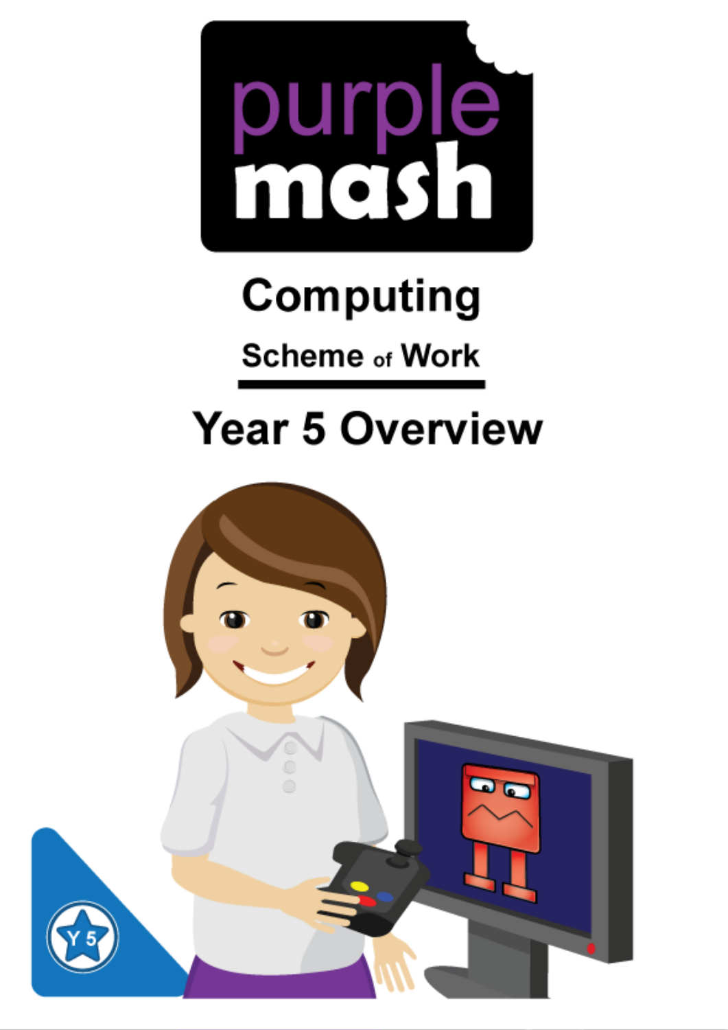purple mash

# Computing

## Scheme of Work

# Year 5 Overview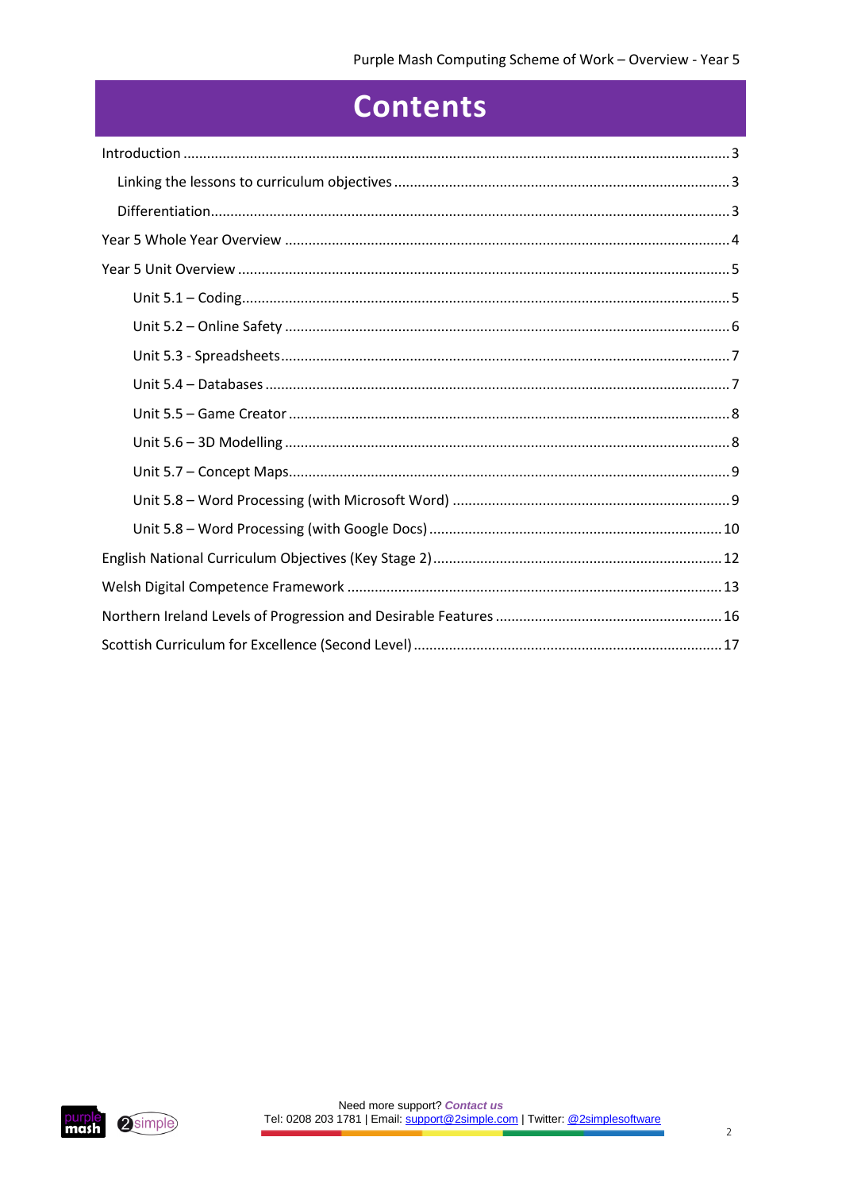# Contents

- Introduction ... 3
  - Linking the lessons to curriculum objectives ... 3
  - Differentiation ... 3
- Year 5 Whole Year Overview ... 4
- Year 5 Unit Overview ... 5
  - Unit 5.1 – Coding ... 5
  - Unit 5.2 – Online Safety ... 6
  - Unit 5.3 - Spreadsheets ... 7
  - Unit 5.4 – Databases ... 7
  - Unit 5.5 – Game Creator ... 8
  - Unit 5.6 – 3D Modelling ... 8
  - Unit 5.7 – Concept Maps ... 9
  - Unit 5.8 – Word Processing (with Microsoft Word) ... 9
  - Unit 5.8 – Word Processing (with Google Docs) ... 10
- English National Curriculum Objectives (Key Stage 2) ... 12
- Welsh Digital Competence Framework ... 13
- Northern Ireland Levels of Progression and Desirable Features ... 16
- Scottish Curriculum for Excellence (Second Level) ... 17

Need more support? *Contact us*
Tel: 0208 203 1781 | Email: support@2simple.com | Twitter: @2simplesoftware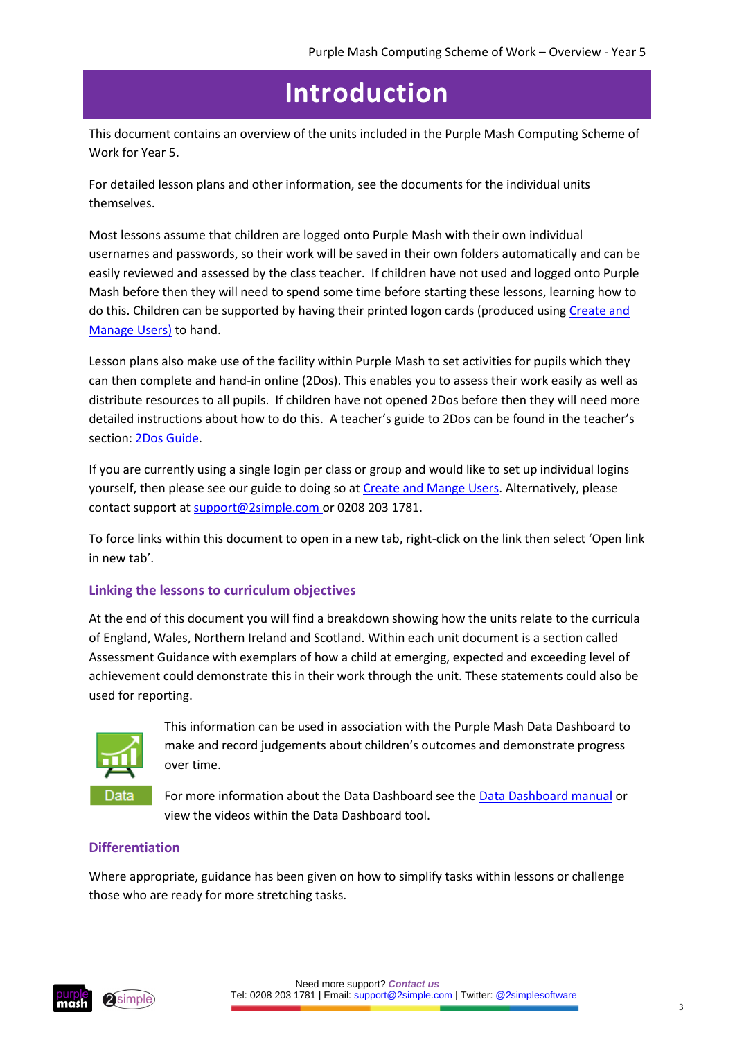# Introduction

This document contains an overview of the units included in the Purple Mash Computing Scheme of Work for Year 5.

For detailed lesson plans and other information, see the documents for the individual units themselves.

Most lessons assume that children are logged onto Purple Mash with their own individual usernames and passwords, so their work will be saved in their own folders automatically and can be easily reviewed and assessed by the class teacher. If children have not used and logged onto Purple Mash before then they will need to spend some time before starting these lessons, learning how to do this. Children can be supported by having their printed logon cards (produced using Create and Manage Users) to hand.

Lesson plans also make use of the facility within Purple Mash to set activities for pupils which they can then complete and hand-in online (2Dos). This enables you to assess their work easily as well as distribute resources to all pupils. If children have not opened 2Dos before then they will need more detailed instructions about how to do this. A teacher's guide to 2Dos can be found in the teacher's section: 2Dos Guide.

If you are currently using a single login per class or group and would like to set up individual logins yourself, then please see our guide to doing so at Create and Mange Users. Alternatively, please contact support at support@2simple.com or 0208 203 1781.

To force links within this document to open in a new tab, right-click on the link then select 'Open link in new tab'.

### Linking the lessons to curriculum objectives

At the end of this document you will find a breakdown showing how the units relate to the curricula of England, Wales, Northern Ireland and Scotland. Within each unit document is a section called Assessment Guidance with exemplars of how a child at emerging, expected and exceeding level of achievement could demonstrate this in their work through the unit. These statements could also be used for reporting.

This information can be used in association with the Purple Mash Data Dashboard to make and record judgements about children's outcomes and demonstrate progress over time.

For more information about the Data Dashboard see the Data Dashboard manual or view the videos within the Data Dashboard tool.

### Differentiation

Where appropriate, guidance has been given on how to simplify tasks within lessons or challenge those who are ready for more stretching tasks.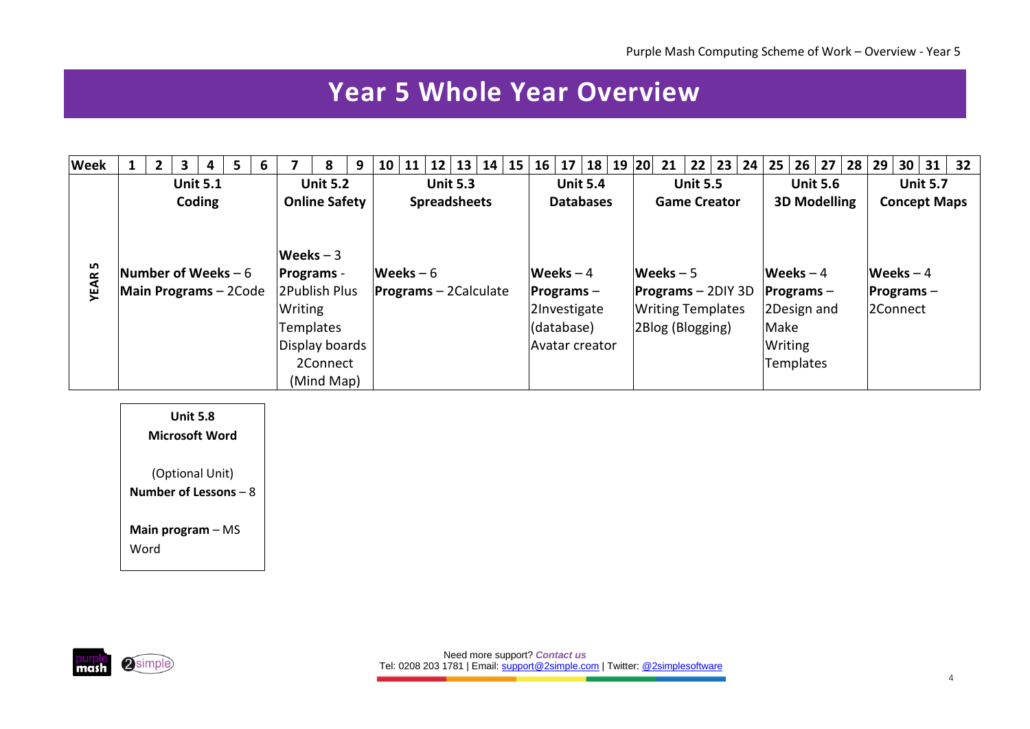# Year 5 Whole Year Overview

| Week | Weeks 1–6 | Weeks 7–9 | Weeks 10–15 | Weeks 16–19 | Weeks 20–24 | Weeks 25–28 | Weeks 29–32 |
|---|---|---|---|---|---|---|---|
| **YEAR 5** | **Unit 5.1 Coding**<br><br>**Number of Weeks** – 6<br>**Main Programs** – 2Code | **Unit 5.2 Online Safety**<br><br>**Weeks** – 3<br>**Programs** - 2Publish Plus Writing Templates Display boards 2Connect (Mind Map) | **Unit 5.3 Spreadsheets**<br><br>**Weeks** – 6<br>**Programs** – 2Calculate | **Unit 5.4 Databases**<br><br>**Weeks** – 4<br>**Programs** – 2Investigate (database) Avatar creator | **Unit 5.5 Game Creator**<br><br>**Weeks** – 5<br>**Programs** – 2DIY 3D Writing Templates 2Blog (Blogging) | **Unit 5.6 3D Modelling**<br><br>**Weeks** – 4<br>**Programs** – 2Design and Make Writing Templates | **Unit 5.7 Concept Maps**<br><br>**Weeks** – 4<br>**Programs** – 2Connect |

| **Unit 5.8**<br>**Microsoft Word** |
|---|
| (Optional Unit)<br>**Number of Lessons** – 8<br><br>**Main program** – MS Word |

Need more support? ***Contact us***
Tel: 0208 203 1781 | Email: support@2simple.com | Twitter: @2simplesoftware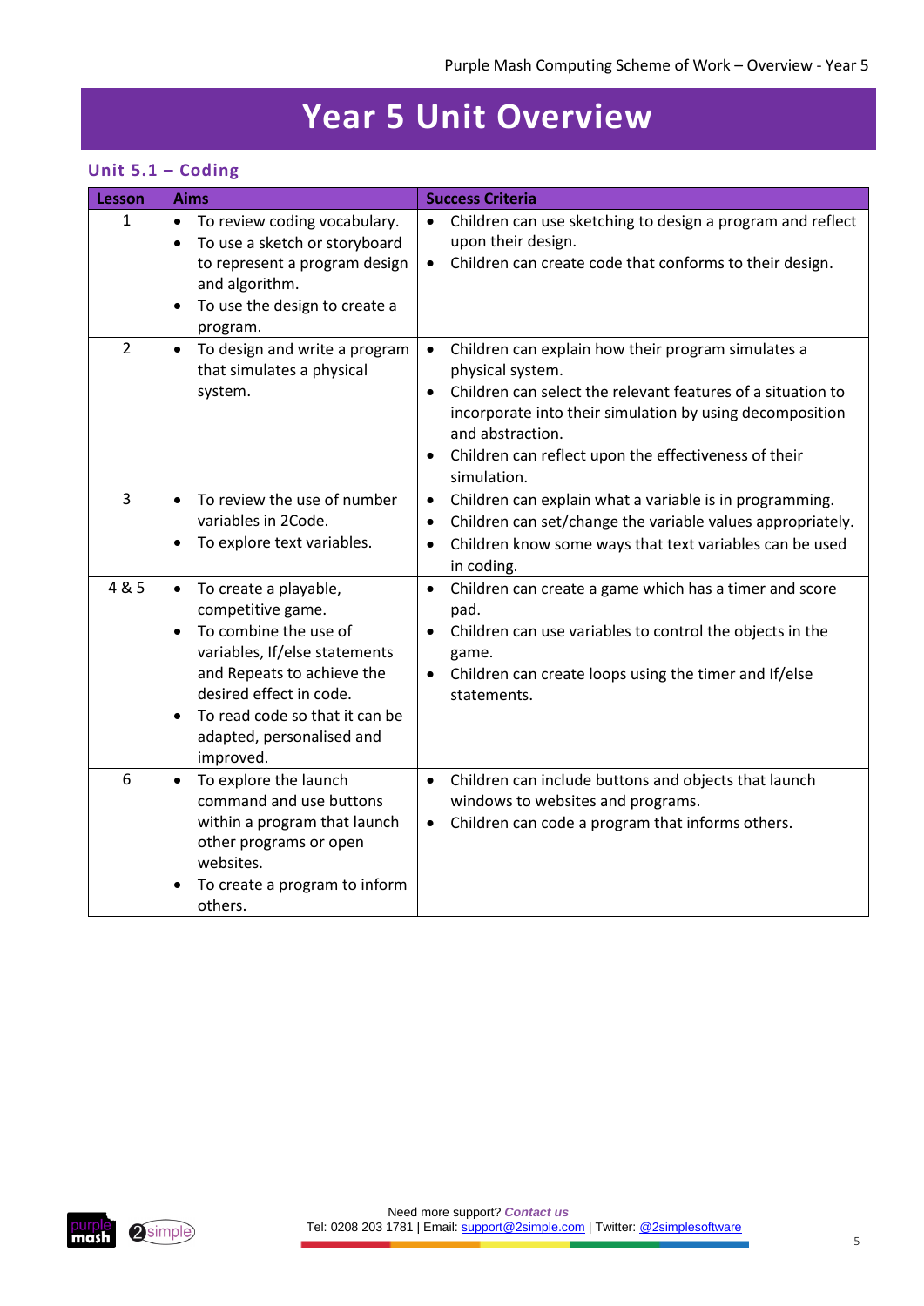# Year 5 Unit Overview

## Unit 5.1 – Coding

| Lesson | Aims | Success Criteria |
|---|---|---|
| 1 | • To review coding vocabulary.<br>• To use a sketch or storyboard to represent a program design and algorithm.<br>• To use the design to create a program. | • Children can use sketching to design a program and reflect upon their design.<br>• Children can create code that conforms to their design. |
| 2 | • To design and write a program that simulates a physical system. | • Children can explain how their program simulates a physical system.<br>• Children can select the relevant features of a situation to incorporate into their simulation by using decomposition and abstraction.<br>• Children can reflect upon the effectiveness of their simulation. |
| 3 | • To review the use of number variables in 2Code.<br>• To explore text variables. | • Children can explain what a variable is in programming.<br>• Children can set/change the variable values appropriately.<br>• Children know some ways that text variables can be used in coding. |
| 4 & 5 | • To create a playable, competitive game.<br>• To combine the use of variables, If/else statements and Repeats to achieve the desired effect in code.<br>• To read code so that it can be adapted, personalised and improved. | • Children can create a game which has a timer and score pad.<br>• Children can use variables to control the objects in the game.<br>• Children can create loops using the timer and If/else statements. |
| 6 | • To explore the launch command and use buttons within a program that launch other programs or open websites.<br>• To create a program to inform others. | • Children can include buttons and objects that launch windows to websites and programs.<br>• Children can code a program that informs others. |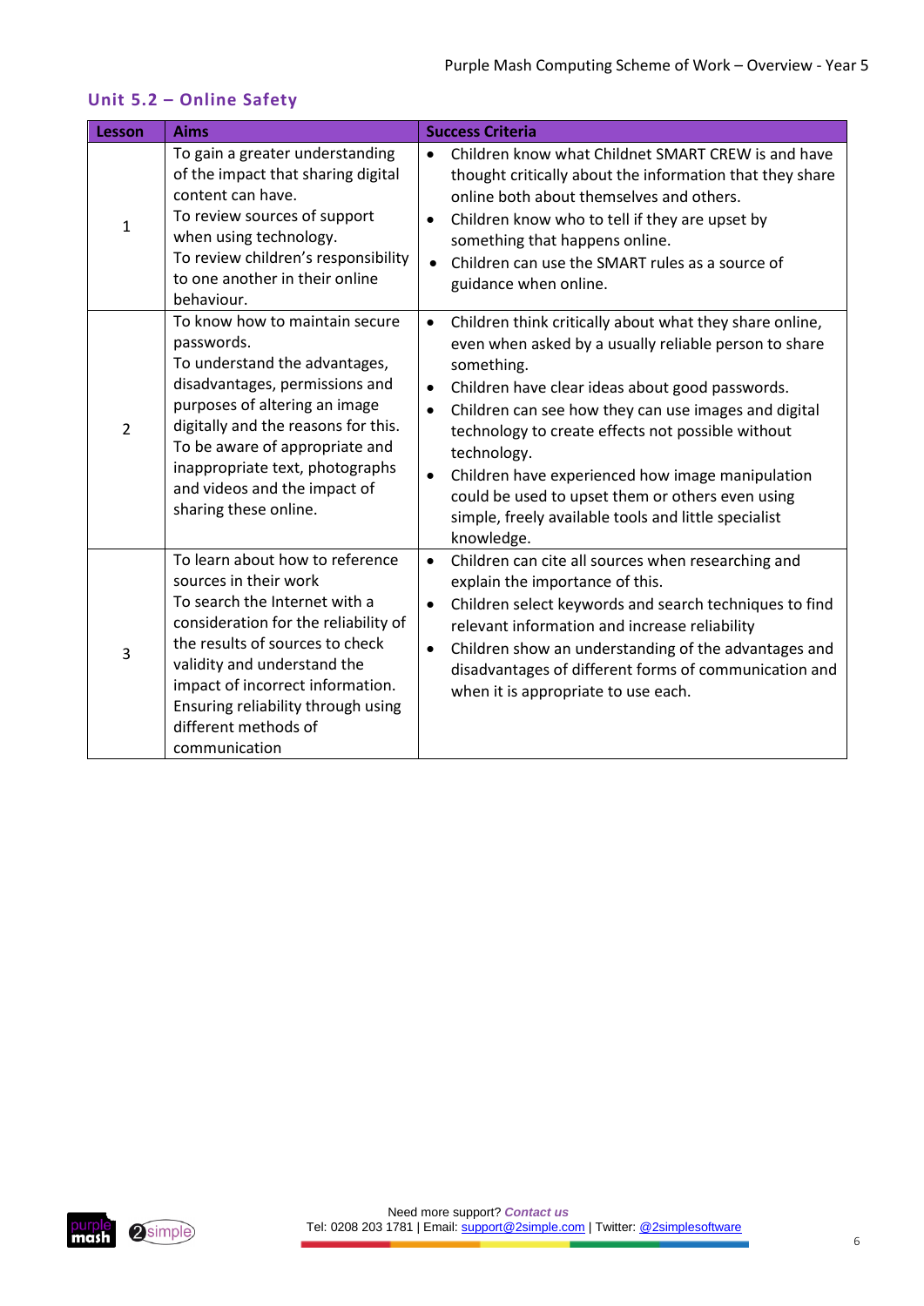## Unit 5.2 – Online Safety

| Lesson | Aims | Success Criteria |
|---|---|---|
| 1 | To gain a greater understanding of the impact that sharing digital content can have.<br>To review sources of support when using technology.<br>To review children's responsibility to one another in their online behaviour. | • Children know what Childnet SMART CREW is and have thought critically about the information that they share online both about themselves and others.<br>• Children know who to tell if they are upset by something that happens online.<br>• Children can use the SMART rules as a source of guidance when online. |
| 2 | To know how to maintain secure passwords.<br>To understand the advantages, disadvantages, permissions and purposes of altering an image digitally and the reasons for this.<br>To be aware of appropriate and inappropriate text, photographs and videos and the impact of sharing these online. | • Children think critically about what they share online, even when asked by a usually reliable person to share something.<br>• Children have clear ideas about good passwords.<br>• Children can see how they can use images and digital technology to create effects not possible without technology.<br>• Children have experienced how image manipulation could be used to upset them or others even using simple, freely available tools and little specialist knowledge. |
| 3 | To learn about how to reference sources in their work<br>To search the Internet with a consideration for the reliability of the results of sources to check validity and understand the impact of incorrect information.<br>Ensuring reliability through using different methods of communication | • Children can cite all sources when researching and explain the importance of this.<br>• Children select keywords and search techniques to find relevant information and increase reliability<br>• Children show an understanding of the advantages and disadvantages of different forms of communication and when it is appropriate to use each. |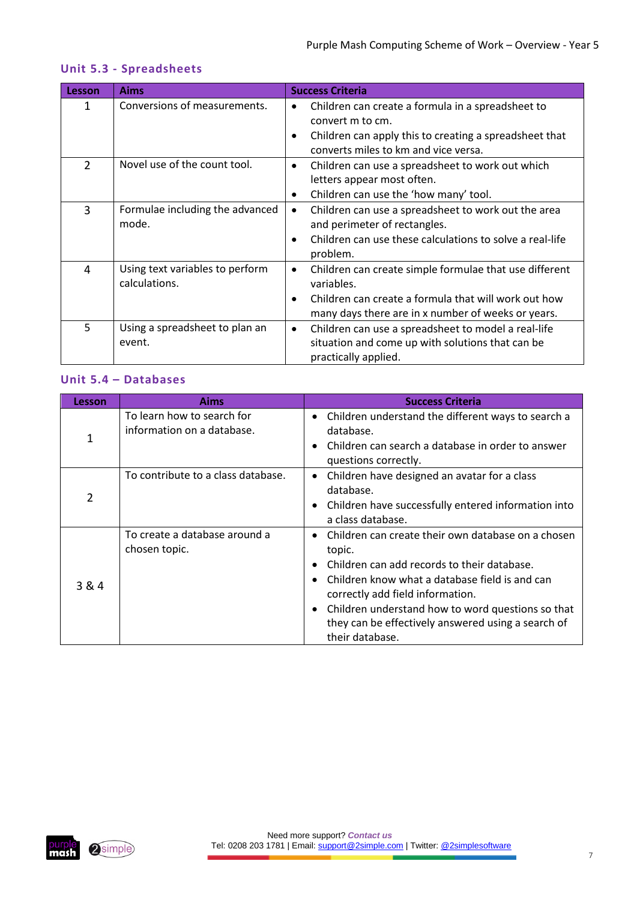## Unit 5.3 - Spreadsheets

| Lesson | Aims | Success Criteria |
|---|---|---|
| 1 | Conversions of measurements. | • Children can create a formula in a spreadsheet to convert m to cm.<br>• Children can apply this to creating a spreadsheet that converts miles to km and vice versa. |
| 2 | Novel use of the count tool. | • Children can use a spreadsheet to work out which letters appear most often.<br>• Children can use the 'how many' tool. |
| 3 | Formulae including the advanced mode. | • Children can use a spreadsheet to work out the area and perimeter of rectangles.<br>• Children can use these calculations to solve a real-life problem. |
| 4 | Using text variables to perform calculations. | • Children can create simple formulae that use different variables.<br>• Children can create a formula that will work out how many days there are in x number of weeks or years. |
| 5 | Using a spreadsheet to plan an event. | • Children can use a spreadsheet to model a real-life situation and come up with solutions that can be practically applied. |

## Unit 5.4 – Databases

| Lesson | Aims | Success Criteria |
|---|---|---|
| 1 | To learn how to search for information on a database. | • Children understand the different ways to search a database.<br>• Children can search a database in order to answer questions correctly. |
| 2 | To contribute to a class database. | • Children have designed an avatar for a class database.<br>• Children have successfully entered information into a class database. |
| 3 & 4 | To create a database around a chosen topic. | • Children can create their own database on a chosen topic.<br>• Children can add records to their database.<br>• Children know what a database field is and can correctly add field information.<br>• Children understand how to word questions so that they can be effectively answered using a search of their database. |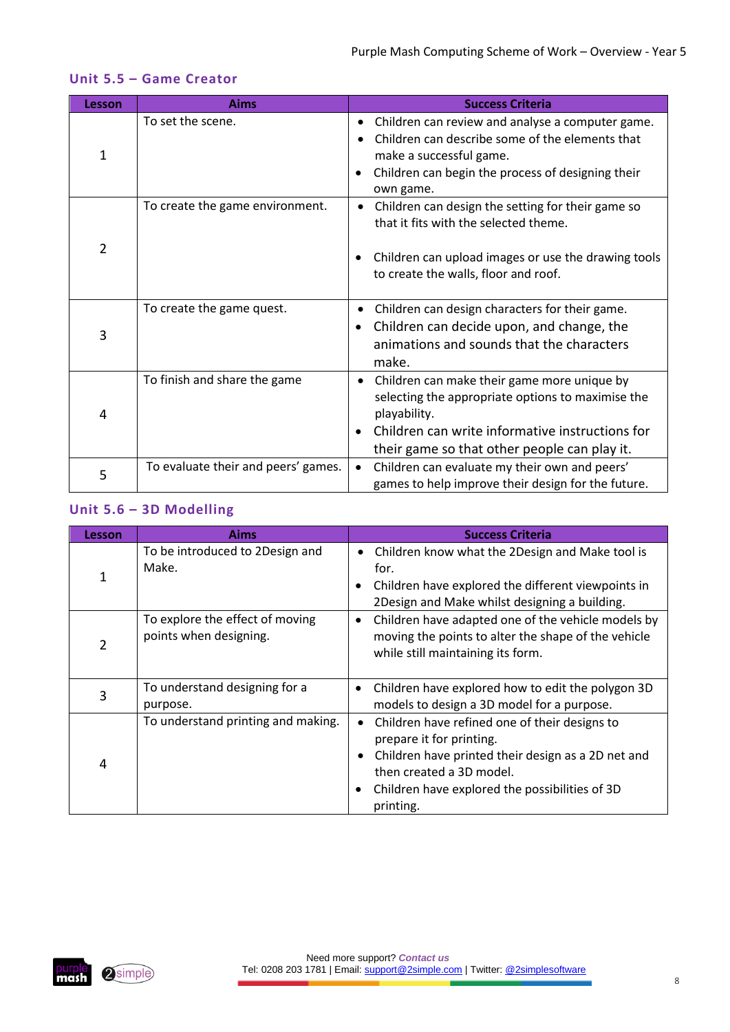## Unit 5.5 – Game Creator

| Lesson | Aims | Success Criteria |
|---|---|---|
| 1 | To set the scene. | • Children can review and analyse a computer game.<br>• Children can describe some of the elements that make a successful game.<br>• Children can begin the process of designing their own game. |
| 2 | To create the game environment. | • Children can design the setting for their game so that it fits with the selected theme.<br>• Children can upload images or use the drawing tools to create the walls, floor and roof. |
| 3 | To create the game quest. | • Children can design characters for their game.<br>• Children can decide upon, and change, the animations and sounds that the characters make. |
| 4 | To finish and share the game | • Children can make their game more unique by selecting the appropriate options to maximise the playability.<br>• Children can write informative instructions for their game so that other people can play it. |
| 5 | To evaluate their and peers' games. | • Children can evaluate my their own and peers' games to help improve their design for the future. |

## Unit 5.6 – 3D Modelling

| Lesson | Aims | Success Criteria |
|---|---|---|
| 1 | To be introduced to 2Design and Make. | • Children know what the 2Design and Make tool is for.<br>• Children have explored the different viewpoints in 2Design and Make whilst designing a building. |
| 2 | To explore the effect of moving points when designing. | • Children have adapted one of the vehicle models by moving the points to alter the shape of the vehicle while still maintaining its form. |
| 3 | To understand designing for a purpose. | • Children have explored how to edit the polygon 3D models to design a 3D model for a purpose. |
| 4 | To understand printing and making. | • Children have refined one of their designs to prepare it for printing.<br>• Children have printed their design as a 2D net and then created a 3D model.<br>• Children have explored the possibilities of 3D printing. |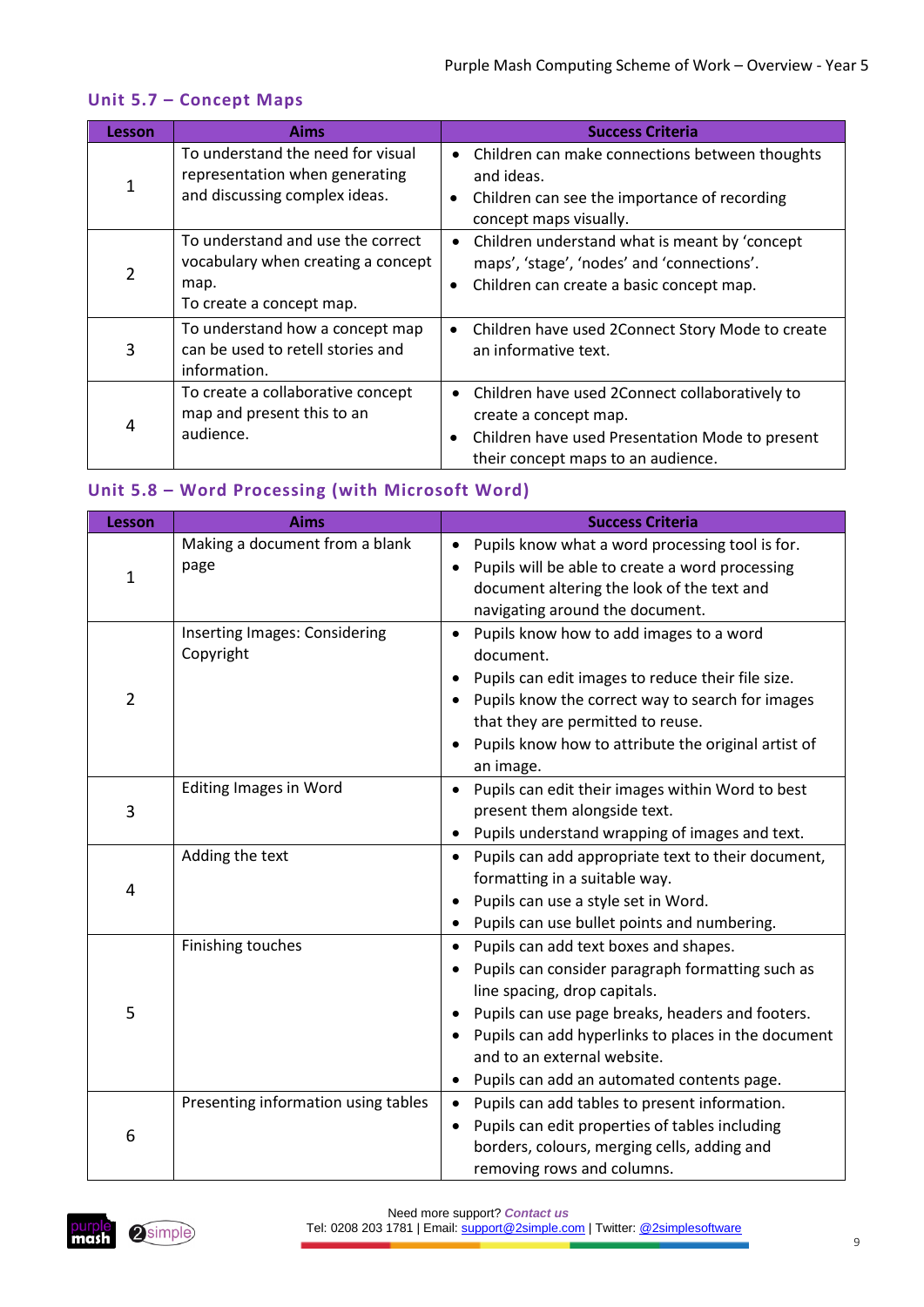## Unit 5.7 – Concept Maps

| Lesson | Aims | Success Criteria |
|---|---|---|
| 1 | To understand the need for visual representation when generating and discussing complex ideas. | • Children can make connections between thoughts and ideas.<br>• Children can see the importance of recording concept maps visually. |
| 2 | To understand and use the correct vocabulary when creating a concept map.<br>To create a concept map. | • Children understand what is meant by 'concept maps', 'stage', 'nodes' and 'connections'.<br>• Children can create a basic concept map. |
| 3 | To understand how a concept map can be used to retell stories and information. | • Children have used 2Connect Story Mode to create an informative text. |
| 4 | To create a collaborative concept map and present this to an audience. | • Children have used 2Connect collaboratively to create a concept map.<br>• Children have used Presentation Mode to present their concept maps to an audience. |

## Unit 5.8 – Word Processing (with Microsoft Word)

| Lesson | Aims | Success Criteria |
|---|---|---|
| 1 | Making a document from a blank page | • Pupils know what a word processing tool is for.<br>• Pupils will be able to create a word processing document altering the look of the text and navigating around the document. |
| 2 | Inserting Images: Considering Copyright | • Pupils know how to add images to a word document.<br>• Pupils can edit images to reduce their file size.<br>• Pupils know the correct way to search for images that they are permitted to reuse.<br>• Pupils know how to attribute the original artist of an image. |
| 3 | Editing Images in Word | • Pupils can edit their images within Word to best present them alongside text.<br>• Pupils understand wrapping of images and text. |
| 4 | Adding the text | • Pupils can add appropriate text to their document, formatting in a suitable way.<br>• Pupils can use a style set in Word.<br>• Pupils can use bullet points and numbering. |
| 5 | Finishing touches | • Pupils can add text boxes and shapes.<br>• Pupils can consider paragraph formatting such as line spacing, drop capitals.<br>• Pupils can use page breaks, headers and footers.<br>• Pupils can add hyperlinks to places in the document and to an external website.<br>• Pupils can add an automated contents page. |
| 6 | Presenting information using tables | • Pupils can add tables to present information.<br>• Pupils can edit properties of tables including borders, colours, merging cells, adding and removing rows and columns. |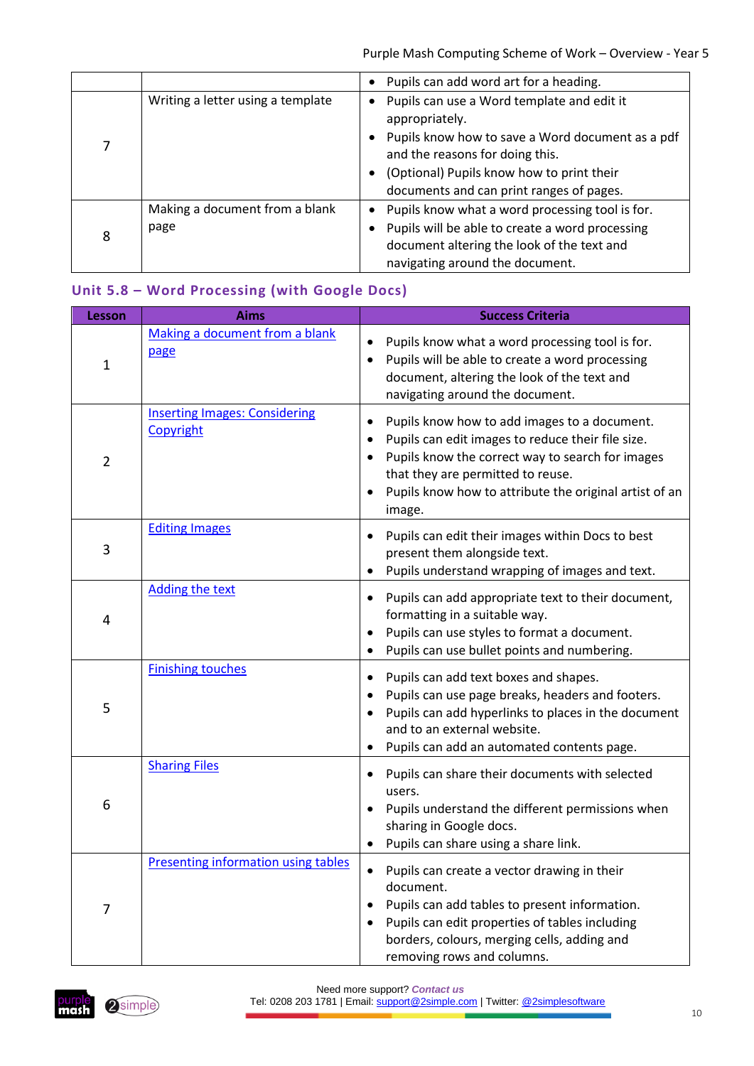| | | |
|---|---|---|
| | | • Pupils can add word art for a heading. |
| 7 | Writing a letter using a template | • Pupils can use a Word template and edit it appropriately.<br>• Pupils know how to save a Word document as a pdf and the reasons for doing this.<br>• (Optional) Pupils know how to print their documents and can print ranges of pages. |
| 8 | Making a document from a blank page | • Pupils know what a word processing tool is for.<br>• Pupils will be able to create a word processing document altering the look of the text and navigating around the document. |

## Unit 5.8 – Word Processing (with Google Docs)

| Lesson | Aims | Success Criteria |
|---|---|---|
| 1 | Making a document from a blank page | • Pupils know what a word processing tool is for.<br>• Pupils will be able to create a word processing document, altering the look of the text and navigating around the document. |
| 2 | Inserting Images: Considering Copyright | • Pupils know how to add images to a document.<br>• Pupils can edit images to reduce their file size.<br>• Pupils know the correct way to search for images that they are permitted to reuse.<br>• Pupils know how to attribute the original artist of an image. |
| 3 | Editing Images | • Pupils can edit their images within Docs to best present them alongside text.<br>• Pupils understand wrapping of images and text. |
| 4 | Adding the text | • Pupils can add appropriate text to their document, formatting in a suitable way.<br>• Pupils can use styles to format a document.<br>• Pupils can use bullet points and numbering. |
| 5 | Finishing touches | • Pupils can add text boxes and shapes.<br>• Pupils can use page breaks, headers and footers.<br>• Pupils can add hyperlinks to places in the document and to an external website.<br>• Pupils can add an automated contents page. |
| 6 | Sharing Files | • Pupils can share their documents with selected users.<br>• Pupils understand the different permissions when sharing in Google docs.<br>• Pupils can share using a share link. |
| 7 | Presenting information using tables | • Pupils can create a vector drawing in their document.<br>• Pupils can add tables to present information.<br>• Pupils can edit properties of tables including borders, colours, merging cells, adding and removing rows and columns. |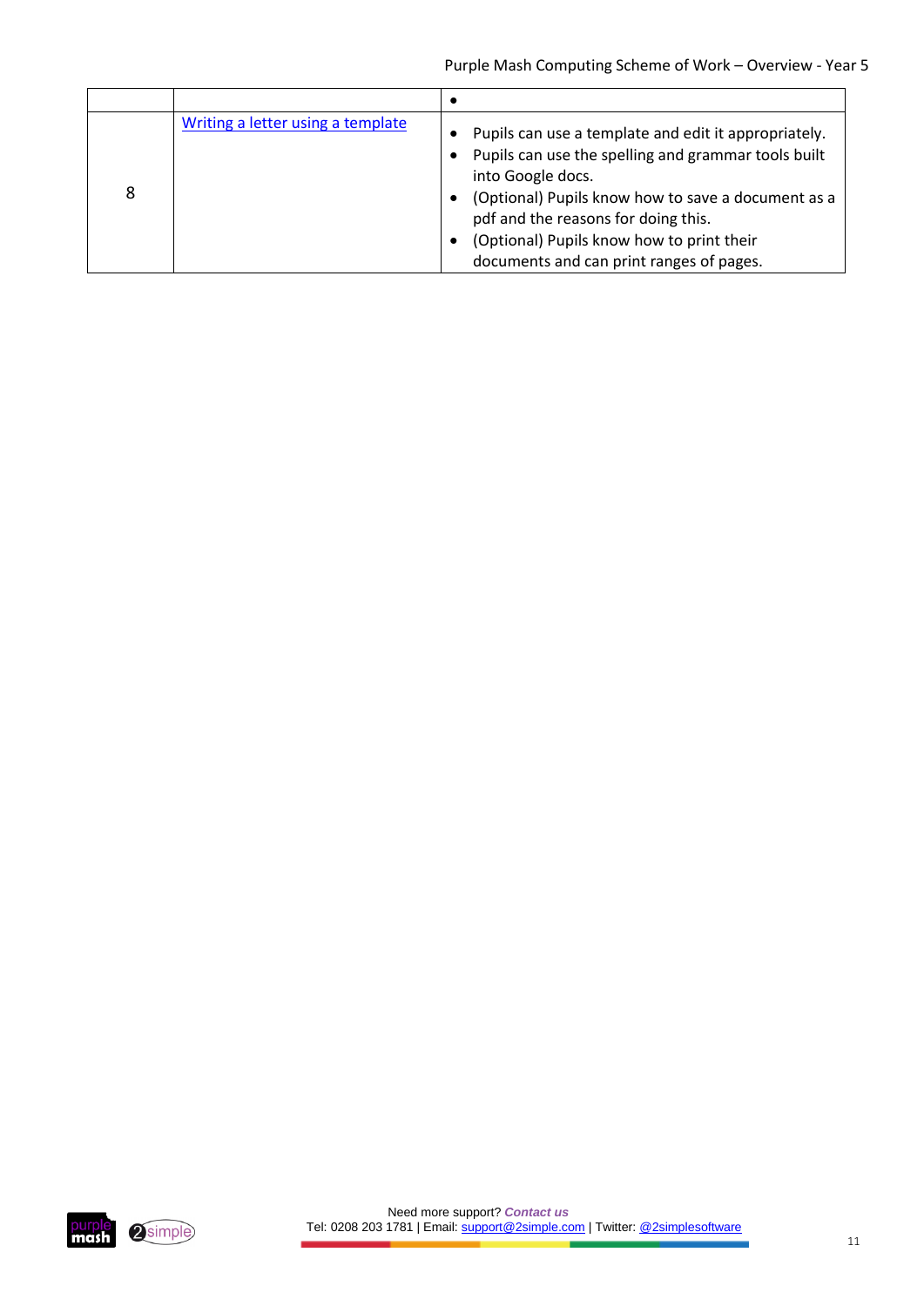| | | |
|---|---|---|
| | | • |
| 8 | [Writing a letter using a template]() | • Pupils can use a template and edit it appropriately.<br>• Pupils can use the spelling and grammar tools built into Google docs.<br>• (Optional) Pupils know how to save a document as a pdf and the reasons for doing this.<br>• (Optional) Pupils know how to print their documents and can print ranges of pages. |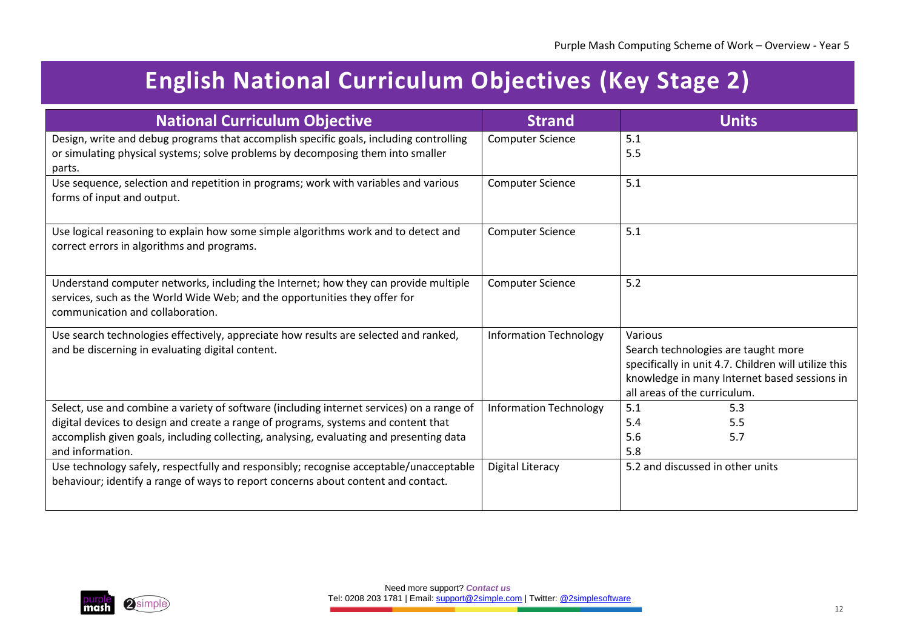# English National Curriculum Objectives (Key Stage 2)

| National Curriculum Objective | Strand | Units |
|---|---|---|
| Design, write and debug programs that accomplish specific goals, including controlling or simulating physical systems; solve problems by decomposing them into smaller parts. | Computer Science | 5.1<br>5.5 |
| Use sequence, selection and repetition in programs; work with variables and various forms of input and output. | Computer Science | 5.1 |
| Use logical reasoning to explain how some simple algorithms work and to detect and correct errors in algorithms and programs. | Computer Science | 5.1 |
| Understand computer networks, including the Internet; how they can provide multiple services, such as the World Wide Web; and the opportunities they offer for communication and collaboration. | Computer Science | 5.2 |
| Use search technologies effectively, appreciate how results are selected and ranked, and be discerning in evaluating digital content. | Information Technology | Various<br>Search technologies are taught more specifically in unit 4.7. Children will utilize this knowledge in many Internet based sessions in all areas of the curriculum. |
| Select, use and combine a variety of software (including internet services) on a range of digital devices to design and create a range of programs, systems and content that accomplish given goals, including collecting, analysing, evaluating and presenting data and information. | Information Technology | 5.1 5.3<br>5.4 5.5<br>5.6 5.7<br>5.8 |
| Use technology safely, respectfully and responsibly; recognise acceptable/unacceptable behaviour; identify a range of ways to report concerns about content and contact. | Digital Literacy | 5.2 and discussed in other units |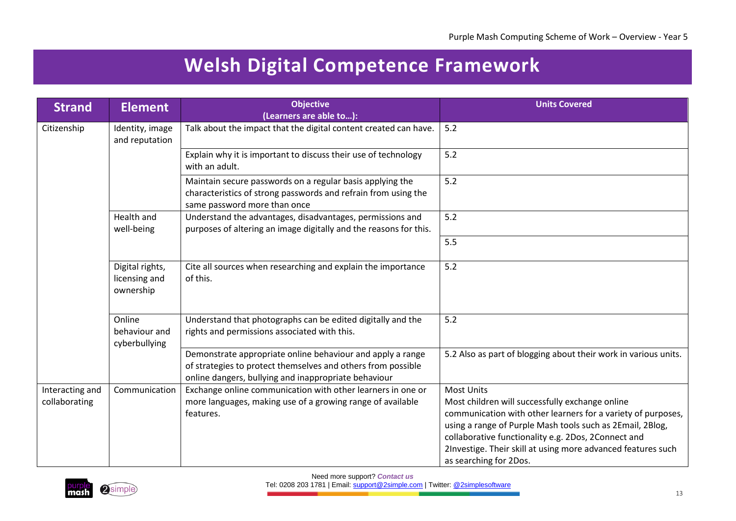# Welsh Digital Competence Framework

| Strand | Element | Objective (Learners are able to…): | Units Covered |
|---|---|---|---|
| Citizenship | Identity, image and reputation | Talk about the impact that the digital content created can have. | 5.2 |
| | | Explain why it is important to discuss their use of technology with an adult. | 5.2 |
| | | Maintain secure passwords on a regular basis applying the characteristics of strong passwords and refrain from using the same password more than once | 5.2 |
| | Health and well-being | Understand the advantages, disadvantages, permissions and purposes of altering an image digitally and the reasons for this. | 5.2 |
| | | | 5.5 |
| | Digital rights, licensing and ownership | Cite all sources when researching and explain the importance of this. | 5.2 |
| | Online behaviour and cyberbullying | Understand that photographs can be edited digitally and the rights and permissions associated with this. | 5.2 |
| | | Demonstrate appropriate online behaviour and apply a range of strategies to protect themselves and others from possible online dangers, bullying and inappropriate behaviour | 5.2 Also as part of blogging about their work in various units. |
| Interacting and collaborating | Communication | Exchange online communication with other learners in one or more languages, making use of a growing range of available features. | Most Units<br>Most children will successfully exchange online communication with other learners for a variety of purposes, using a range of Purple Mash tools such as 2Email, 2Blog, collaborative functionality e.g. 2Dos, 2Connect and 2Investige. Their skill at using more advanced features such as searching for 2Dos. |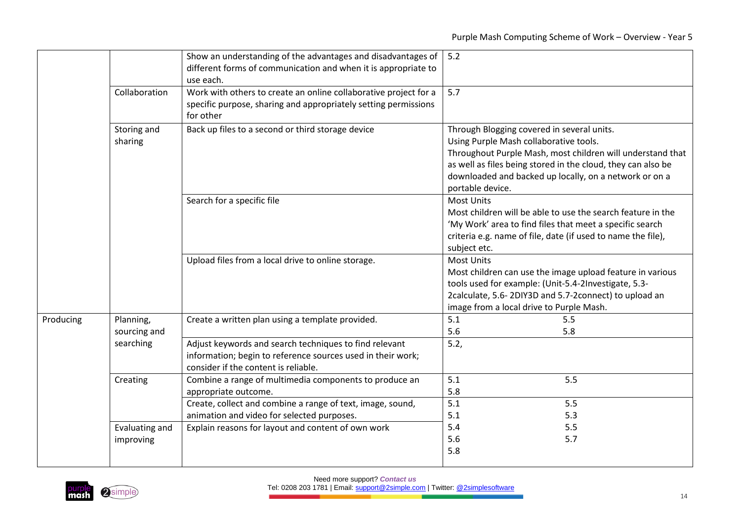| | | | |
|---|---|---|---|
| | | Show an understanding of the advantages and disadvantages of different forms of communication and when it is appropriate to use each. | 5.2 |
| | Collaboration | Work with others to create an online collaborative project for a specific purpose, sharing and appropriately setting permissions for other | 5.7 |
| | Storing and sharing | Back up files to a second or third storage device | Through Blogging covered in several units.<br>Using Purple Mash collaborative tools.<br>Throughout Purple Mash, most children will understand that as well as files being stored in the cloud, they can also be downloaded and backed up locally, on a network or on a portable device. |
| | | Search for a specific file | Most Units<br>Most children will be able to use the search feature in the 'My Work' area to find files that meet a specific search criteria e.g. name of file, date (if used to name the file), subject etc. |
| | | Upload files from a local drive to online storage. | Most Units<br>Most children can use the image upload feature in various tools used for example: (Unit-5.4-2Investigate, 5.3-2calculate, 5.6- 2DIY3D and 5.7-2connect) to upload an image from a local drive to Purple Mash. |
| Producing | Planning, sourcing and searching | Create a written plan using a template provided. | 5.1 5.5<br>5.6 5.8 |
| | | Adjust keywords and search techniques to find relevant information; begin to reference sources used in their work; consider if the content is reliable. | 5.2, |
| | Creating | Combine a range of multimedia components to produce an appropriate outcome. | 5.1 5.5<br>5.8 |
| | | Create, collect and combine a range of text, image, sound, animation and video for selected purposes. | 5.1 5.5<br>5.1 5.3 |
| | Evaluating and improving | Explain reasons for layout and content of own work | 5.4 5.5<br>5.6 5.7<br>5.8 |

Need more support? *Contact us*
Tel: 0208 203 1781 | Email: support@2simple.com | Twitter: @2simplesoftware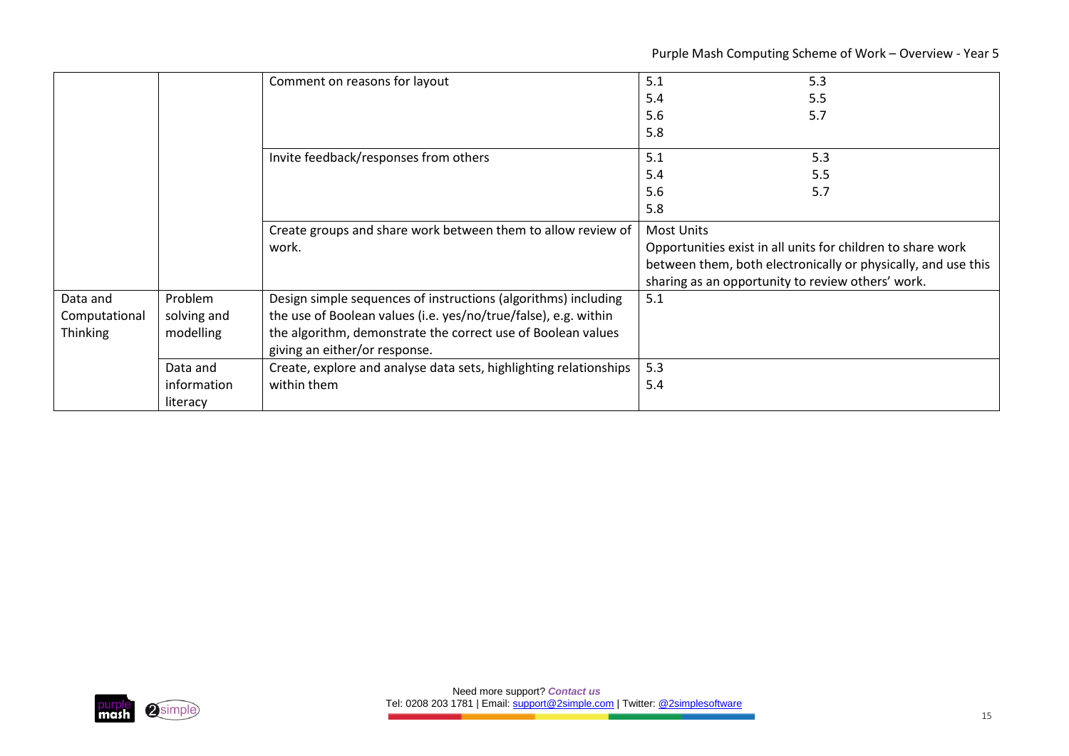| | | | |
|---|---|---|---|
| | | Comment on reasons for layout | 5.1 5.3<br>5.4 5.5<br>5.6 5.7<br>5.8 |
| | | Invite feedback/responses from others | 5.1 5.3<br>5.4 5.5<br>5.6 5.7<br>5.8 |
| | | Create groups and share work between them to allow review of work. | Most Units<br>Opportunities exist in all units for children to share work between them, both electronically or physically, and use this sharing as an opportunity to review others' work. |
| Data and Computational Thinking | Problem solving and modelling | Design simple sequences of instructions (algorithms) including the use of Boolean values (i.e. yes/no/true/false), e.g. within the algorithm, demonstrate the correct use of Boolean values giving an either/or response. | 5.1 |
| | Data and information literacy | Create, explore and analyse data sets, highlighting relationships within them | 5.3<br>5.4 |

Need more support? *Contact us*
Tel: 0208 203 1781 | Email: support@2simple.com | Twitter: @2simplesoftware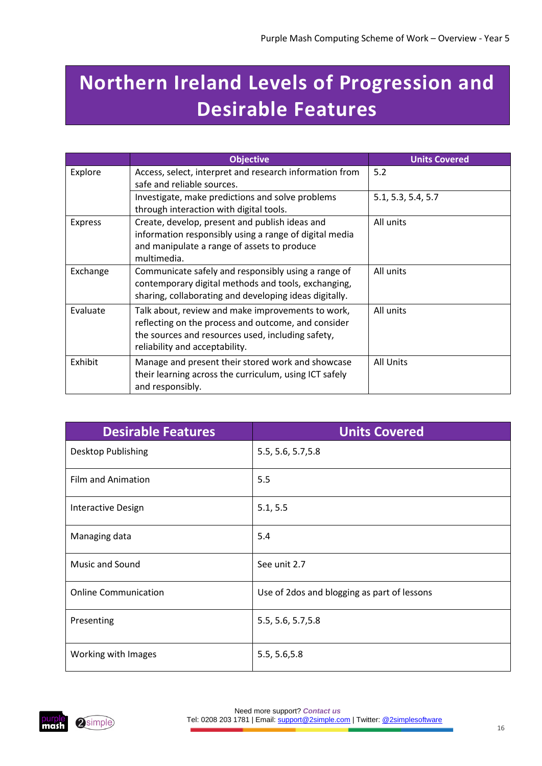# Northern Ireland Levels of Progression and Desirable Features

| | Objective | Units Covered |
|---|---|---|
| Explore | Access, select, interpret and research information from safe and reliable sources. | 5.2 |
| | Investigate, make predictions and solve problems through interaction with digital tools. | 5.1, 5.3, 5.4, 5.7 |
| Express | Create, develop, present and publish ideas and information responsibly using a range of digital media and manipulate a range of assets to produce multimedia. | All units |
| Exchange | Communicate safely and responsibly using a range of contemporary digital methods and tools, exchanging, sharing, collaborating and developing ideas digitally. | All units |
| Evaluate | Talk about, review and make improvements to work, reflecting on the process and outcome, and consider the sources and resources used, including safety, reliability and acceptability. | All units |
| Exhibit | Manage and present their stored work and showcase their learning across the curriculum, using ICT safely and responsibly. | All Units |

| Desirable Features | Units Covered |
|---|---|
| Desktop Publishing | 5.5, 5.6, 5.7,5.8 |
| Film and Animation | 5.5 |
| Interactive Design | 5.1, 5.5 |
| Managing data | 5.4 |
| Music and Sound | See unit 2.7 |
| Online Communication | Use of 2dos and blogging as part of lessons |
| Presenting | 5.5, 5.6, 5.7,5.8 |
| Working with Images | 5.5, 5.6,5.8 |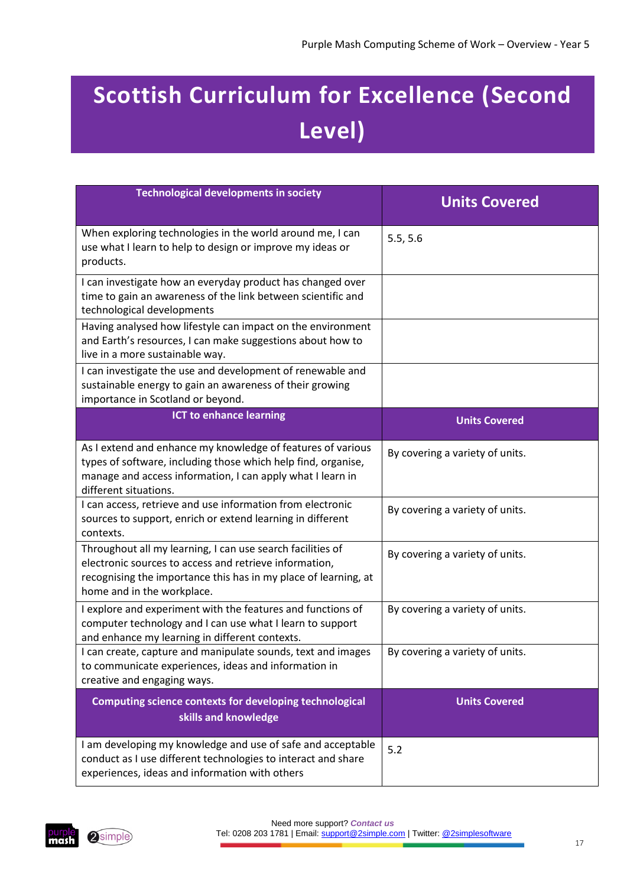# Scottish Curriculum for Excellence (Second Level)

| Technological developments in society | Units Covered |
|---|---|
| When exploring technologies in the world around me, I can use what I learn to help to design or improve my ideas or products. | 5.5, 5.6 |
| I can investigate how an everyday product has changed over time to gain an awareness of the link between scientific and technological developments | |
| Having analysed how lifestyle can impact on the environment and Earth's resources, I can make suggestions about how to live in a more sustainable way. | |
| I can investigate the use and development of renewable and sustainable energy to gain an awareness of their growing importance in Scotland or beyond. | |
| **ICT to enhance learning** | **Units Covered** |
| As I extend and enhance my knowledge of features of various types of software, including those which help find, organise, manage and access information, I can apply what I learn in different situations. | By covering a variety of units. |
| I can access, retrieve and use information from electronic sources to support, enrich or extend learning in different contexts. | By covering a variety of units. |
| Throughout all my learning, I can use search facilities of electronic sources to access and retrieve information, recognising the importance this has in my place of learning, at home and in the workplace. | By covering a variety of units. |
| I explore and experiment with the features and functions of computer technology and I can use what I learn to support and enhance my learning in different contexts. | By covering a variety of units. |
| I can create, capture and manipulate sounds, text and images to communicate experiences, ideas and information in creative and engaging ways. | By covering a variety of units. |
| **Computing science contexts for developing technological skills and knowledge** | **Units Covered** |
| I am developing my knowledge and use of safe and acceptable conduct as I use different technologies to interact and share experiences, ideas and information with others | 5.2 |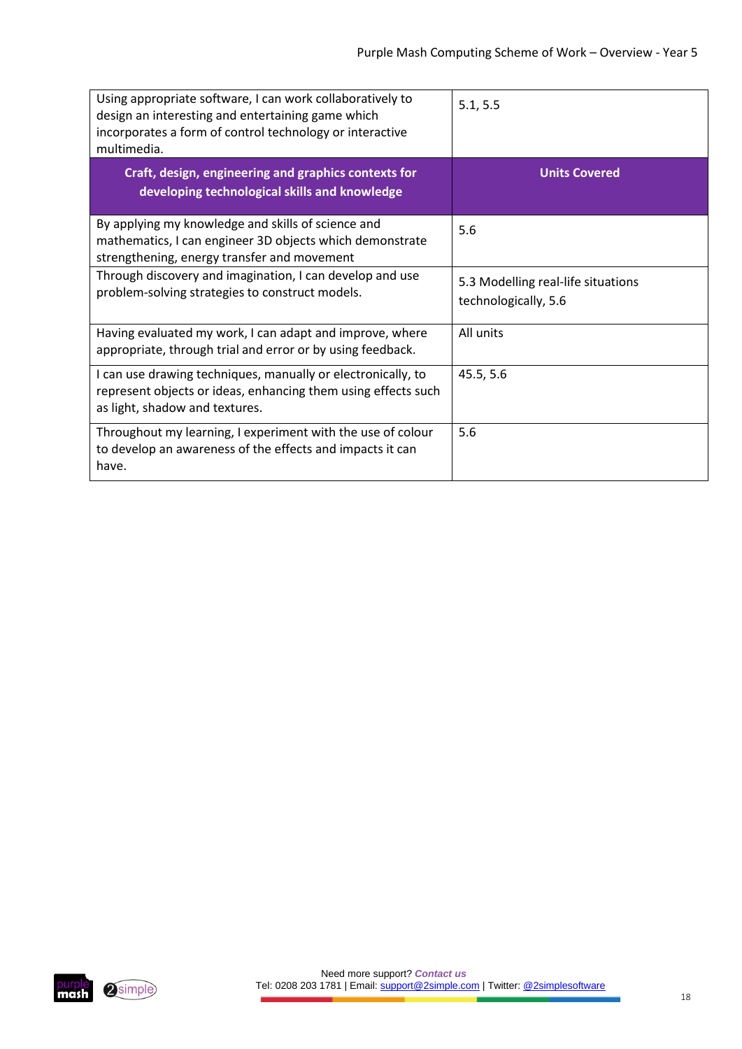| | |
|---|---|
| Using appropriate software, I can work collaboratively to design an interesting and entertaining game which incorporates a form of control technology or interactive multimedia. | 5.1, 5.5 |
| **Craft, design, engineering and graphics contexts for developing technological skills and knowledge** | **Units Covered** |
| By applying my knowledge and skills of science and mathematics, I can engineer 3D objects which demonstrate strengthening, energy transfer and movement | 5.6 |
| Through discovery and imagination, I can develop and use problem-solving strategies to construct models. | 5.3 Modelling real-life situations technologically, 5.6 |
| Having evaluated my work, I can adapt and improve, where appropriate, through trial and error or by using feedback. | All units |
| I can use drawing techniques, manually or electronically, to represent objects or ideas, enhancing them using effects such as light, shadow and textures. | 45.5, 5.6 |
| Throughout my learning, I experiment with the use of colour to develop an awareness of the effects and impacts it can have. | 5.6 |